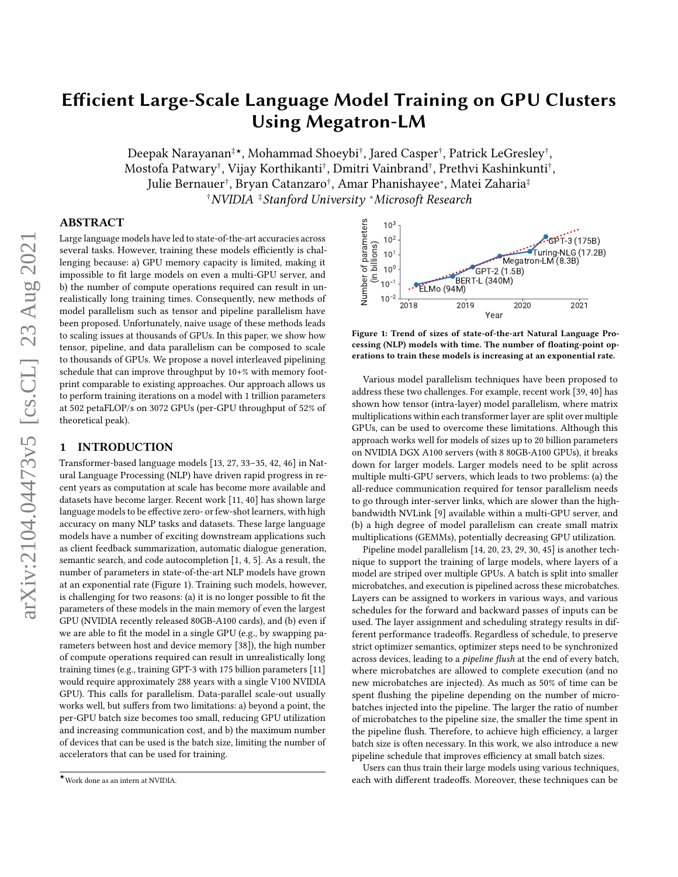# Efficient Large-Scale Language Model Training on GPU Clusters Using Megatron-LM

Deepak Narayanan[‡★], Mohammad Shoeybi[†], Jared Casper[†], Patrick LeGresley[†], Mostofa Patwary[†], Vijay Korthikanti[†], Dmitri Vainbrand[†], Prethvi Kashinkunti[†], Julie Bernauer[†], Bryan Catanzaro[†], Amar Phanishayee[*], Matei Zaharia[‡]

[†]*NVIDIA* [‡]*Stanford University* [*]*Microsoft Research*

## ABSTRACT

Large language models have led to state-of-the-art accuracies across several tasks. However, training these models efficiently is challenging because: a) GPU memory capacity is limited, making it impossible to fit large models on even a multi-GPU server, and b) the number of compute operations required can result in unrealistically long training times. Consequently, new methods of model parallelism such as tensor and pipeline parallelism have been proposed. Unfortunately, naive usage of these methods leads to scaling issues at thousands of GPUs. In this paper, we show how tensor, pipeline, and data parallelism can be composed to scale to thousands of GPUs. We propose a novel interleaved pipelining schedule that can improve throughput by 10+% with memory footprint comparable to existing approaches. Our approach allows us to perform training iterations on a model with 1 trillion parameters at 502 petaFLOP/s on 3072 GPUs (per-GPU throughput of 52% of theoretical peak).

## 1 INTRODUCTION

Transformer-based language models [13, 27, 33–35, 42, 46] in Natural Language Processing (NLP) have driven rapid progress in recent years as computation at scale has become more available and datasets have become larger. Recent work [11, 40] has shown large language models to be effective zero- or few-shot learners, with high accuracy on many NLP tasks and datasets. These large language models have a number of exciting downstream applications such as client feedback summarization, automatic dialogue generation, semantic search, and code autocompletion [1, 4, 5]. As a result, the number of parameters in state-of-the-art NLP models have grown at an exponential rate (Figure 1). Training such models, however, is challenging for two reasons: (a) it is no longer possible to fit the parameters of these models in the main memory of even the largest GPU (NVIDIA recently released 80GB-A100 cards), and (b) even if we are able to fit the model in a single GPU (e.g., by swapping parameters between host and device memory [38]), the high number of compute operations required can result in unrealistically long training times (e.g., training GPT-3 with 175 billion parameters [11] would require approximately 288 years with a single V100 NVIDIA GPU). This calls for parallelism. Data-parallel scale-out usually works well, but suffers from two limitations: a) beyond a point, the per-GPU batch size becomes too small, reducing GPU utilization and increasing communication cost, and b) the maximum number of devices that can be used is the batch size, limiting the number of accelerators that can be used for training.

**Figure 1: Trend of sizes of state-of-the-art Natural Language Processing (NLP) models with time. The number of floating-point operations to train these models is increasing at an exponential rate.**

Various model parallelism techniques have been proposed to address these two challenges. For example, recent work [39, 40] has shown how tensor (intra-layer) model parallelism, where matrix multiplications within each transformer layer are split over multiple GPUs, can be used to overcome these limitations. Although this approach works well for models of sizes up to 20 billion parameters on NVIDIA DGX A100 servers (with 8 80GB-A100 GPUs), it breaks down for larger models. Larger models need to be split across multiple multi-GPU servers, which leads to two problems: (a) the all-reduce communication required for tensor parallelism needs to go through inter-server links, which are slower than the high-bandwidth NVLink [9] available within a multi-GPU server, and (b) a high degree of model parallelism can create small matrix multiplications (GEMMs), potentially decreasing GPU utilization.

Pipeline model parallelism [14, 20, 23, 29, 30, 45] is another technique to support the training of large models, where layers of a model are striped over multiple GPUs. A batch is split into smaller microbatches, and execution is pipelined across these microbatches. Layers can be assigned to workers in various ways, and various schedules for the forward and backward passes of inputs can be used. The layer assignment and scheduling strategy results in different performance tradeoffs. Regardless of schedule, to preserve strict optimizer semantics, optimizer steps need to be synchronized across devices, leading to a *pipeline flush* at the end of every batch, where microbatches are allowed to complete execution (and no new microbatches are injected). As much as 50% of time can be spent flushing the pipeline depending on the number of microbatches injected into the pipeline. The larger the ratio of number of microbatches to the pipeline size, the smaller the time spent in the pipeline flush. Therefore, to achieve high efficiency, a larger batch size is often necessary. In this work, we also introduce a new pipeline schedule that improves efficiency at small batch sizes.

Users can thus train their large models using various techniques, each with different tradeoffs. Moreover, these techniques can be

★Work done as an intern at NVIDIA.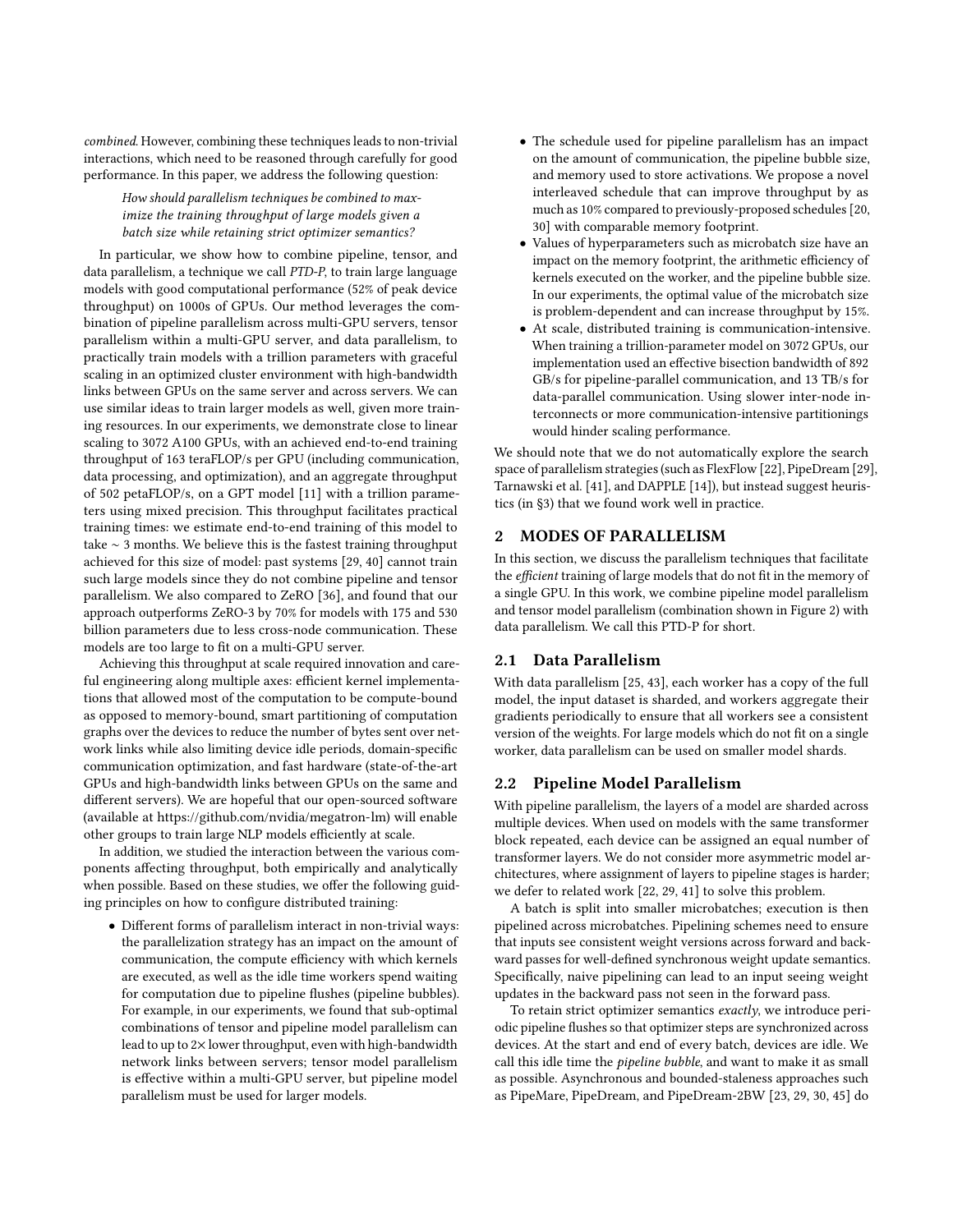*combined*. However, combining these techniques leads to non-trivial interactions, which need to be reasoned through carefully for good performance. In this paper, we address the following question:

> *How should parallelism techniques be combined to maximize the training throughput of large models given a batch size while retaining strict optimizer semantics?*

In particular, we show how to combine pipeline, tensor, and data parallelism, a technique we call *PTD-P*, to train large language models with good computational performance (52% of peak device throughput) on 1000s of GPUs. Our method leverages the combination of pipeline parallelism across multi-GPU servers, tensor parallelism within a multi-GPU server, and data parallelism, to practically train models with a trillion parameters with graceful scaling in an optimized cluster environment with high-bandwidth links between GPUs on the same server and across servers. We can use similar ideas to train larger models as well, given more training resources. In our experiments, we demonstrate close to linear scaling to 3072 A100 GPUs, with an achieved end-to-end training throughput of 163 teraFLOP/s per GPU (including communication, data processing, and optimization), and an aggregate throughput of 502 petaFLOP/s, on a GPT model [11] with a trillion parameters using mixed precision. This throughput facilitates practical training times: we estimate end-to-end training of this model to take ∼ 3 months. We believe this is the fastest training throughput achieved for this size of model: past systems [29, 40] cannot train such large models since they do not combine pipeline and tensor parallelism. We also compared to ZeRO [36], and found that our approach outperforms ZeRO-3 by 70% for models with 175 and 530 billion parameters due to less cross-node communication. These models are too large to fit on a multi-GPU server.

Achieving this throughput at scale required innovation and careful engineering along multiple axes: efficient kernel implementations that allowed most of the computation to be compute-bound as opposed to memory-bound, smart partitioning of computation graphs over the devices to reduce the number of bytes sent over network links while also limiting device idle periods, domain-specific communication optimization, and fast hardware (state-of-the-art GPUs and high-bandwidth links between GPUs on the same and different servers). We are hopeful that our open-sourced software (available at https://github.com/nvidia/megatron-lm) will enable other groups to train large NLP models efficiently at scale.

In addition, we studied the interaction between the various components affecting throughput, both empirically and analytically when possible. Based on these studies, we offer the following guiding principles on how to configure distributed training:

- Different forms of parallelism interact in non-trivial ways: the parallelization strategy has an impact on the amount of communication, the compute efficiency with which kernels are executed, as well as the idle time workers spend waiting for computation due to pipeline flushes (pipeline bubbles). For example, in our experiments, we found that sub-optimal combinations of tensor and pipeline model parallelism can lead to up to 2× lower throughput, even with high-bandwidth network links between servers; tensor model parallelism is effective within a multi-GPU server, but pipeline model parallelism must be used for larger models.
- The schedule used for pipeline parallelism has an impact on the amount of communication, the pipeline bubble size, and memory used to store activations. We propose a novel interleaved schedule that can improve throughput by as much as 10% compared to previously-proposed schedules [20, 30] with comparable memory footprint.
- Values of hyperparameters such as microbatch size have an impact on the memory footprint, the arithmetic efficiency of kernels executed on the worker, and the pipeline bubble size. In our experiments, the optimal value of the microbatch size is problem-dependent and can increase throughput by 15%.
- At scale, distributed training is communication-intensive. When training a trillion-parameter model on 3072 GPUs, our implementation used an effective bisection bandwidth of 892 GB/s for pipeline-parallel communication, and 13 TB/s for data-parallel communication. Using slower inter-node interconnects or more communication-intensive partitionings would hinder scaling performance.

We should note that we do not automatically explore the search space of parallelism strategies (such as FlexFlow [22], PipeDream [29], Tarnawski et al. [41], and DAPPLE [14]), but instead suggest heuristics (in §3) that we found work well in practice.

## 2 MODES OF PARALLELISM

In this section, we discuss the parallelism techniques that facilitate the *efficient* training of large models that do not fit in the memory of a single GPU. In this work, we combine pipeline model parallelism and tensor model parallelism (combination shown in Figure 2) with data parallelism. We call this PTD-P for short.

### 2.1 Data Parallelism

With data parallelism [25, 43], each worker has a copy of the full model, the input dataset is sharded, and workers aggregate their gradients periodically to ensure that all workers see a consistent version of the weights. For large models which do not fit on a single worker, data parallelism can be used on smaller model shards.

### 2.2 Pipeline Model Parallelism

With pipeline parallelism, the layers of a model are sharded across multiple devices. When used on models with the same transformer block repeated, each device can be assigned an equal number of transformer layers. We do not consider more asymmetric model architectures, where assignment of layers to pipeline stages is harder; we defer to related work [22, 29, 41] to solve this problem.

A batch is split into smaller microbatches; execution is then pipelined across microbatches. Pipelining schemes need to ensure that inputs see consistent weight versions across forward and backward passes for well-defined synchronous weight update semantics. Specifically, naive pipelining can lead to an input seeing weight updates in the backward pass not seen in the forward pass.

To retain strict optimizer semantics *exactly*, we introduce periodic pipeline flushes so that optimizer steps are synchronized across devices. At the start and end of every batch, devices are idle. We call this idle time the *pipeline bubble*, and want to make it as small as possible. Asynchronous and bounded-staleness approaches such as PipeMare, PipeDream, and PipeDream-2BW [23, 29, 30, 45] do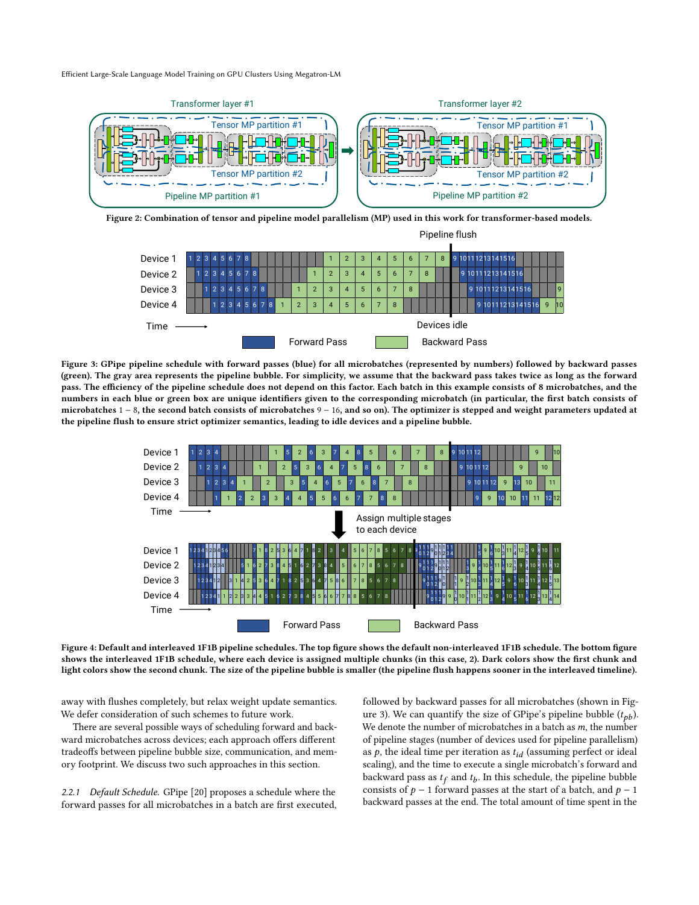**Figure 2: Combination of tensor and pipeline model parallelism (MP) used in this work for transformer-based models.**

**Figure 3: GPipe pipeline schedule with forward passes (blue) for all microbatches (represented by numbers) followed by backward passes (green). The gray area represents the pipeline bubble. For simplicity, we assume that the backward pass takes twice as long as the forward pass. The efficiency of the pipeline schedule does not depend on this factor. Each batch in this example consists of 8 microbatches, and the numbers in each blue or green box are unique identifiers given to the corresponding microbatch (in particular, the first batch consists of microbatches $1-8$, the second batch consists of microbatches $9-16$, and so on). The optimizer is stepped and weight parameters updated at the pipeline flush to ensure strict optimizer semantics, leading to idle devices and a pipeline bubble.**

**Figure 4: Default and interleaved 1F1B pipeline schedules. The top figure shows the default non-interleaved 1F1B schedule. The bottom figure shows the interleaved 1F1B schedule, where each device is assigned multiple chunks (in this case, 2). Dark colors show the first chunk and light colors show the second chunk. The size of the pipeline bubble is smaller (the pipeline flush happens sooner in the interleaved timeline).**

away with flushes completely, but relax weight update semantics. We defer consideration of such schemes to future work.

There are several possible ways of scheduling forward and backward microbatches across devices; each approach offers different tradeoffs between pipeline bubble size, communication, and memory footprint. We discuss two such approaches in this section.

*2.2.1 Default Schedule.* GPipe [20] proposes a schedule where the forward passes for all microbatches in a batch are first executed, followed by backward passes for all microbatches (shown in Figure 3). We can quantify the size of GPipe's pipeline bubble ($t_{pb}$). We denote the number of microbatches in a batch as $m$, the number of pipeline stages (number of devices used for pipeline parallelism) as $p$, the ideal time per iteration as $t_{id}$ (assuming perfect or ideal scaling), and the time to execute a single microbatch's forward and backward pass as $t_f$ and $t_b$. In this schedule, the pipeline bubble consists of $p-1$ forward passes at the start of a batch, and $p-1$ backward passes at the end. The total amount of time spent in the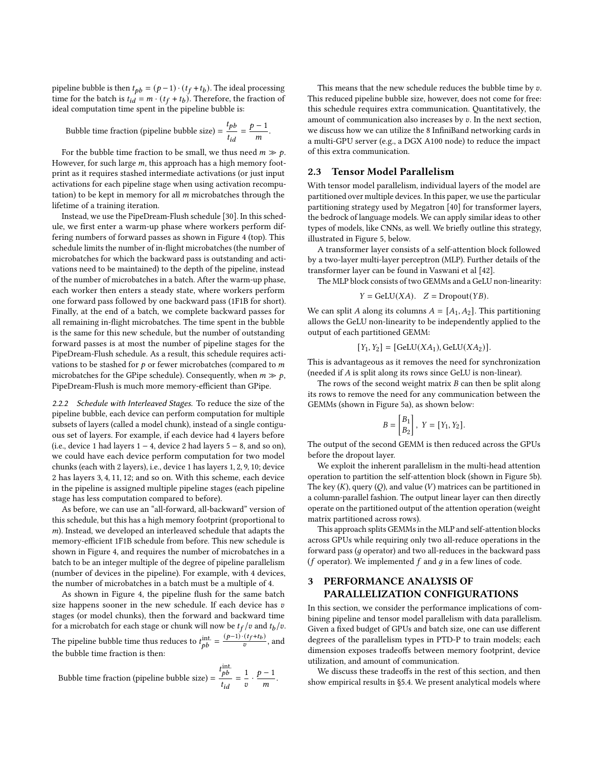pipeline bubble is then $t_{pb} = (p-1) \cdot (t_f + t_b)$. The ideal processing time for the batch is $t_{id} = m \cdot (t_f + t_b)$. Therefore, the fraction of ideal computation time spent in the pipeline bubble is:

$$\text{Bubble time fraction (pipeline bubble size)} = \frac{t_{pb}}{t_{id}} = \frac{p-1}{m}.$$

For the bubble time fraction to be small, we thus need $m \gg p$. However, for such large $m$, this approach has a high memory footprint as it requires stashed intermediate activations (or just input activations for each pipeline stage when using activation recomputation) to be kept in memory for all $m$ microbatches through the lifetime of a training iteration.

Instead, we use the PipeDream-Flush schedule [30]. In this schedule, we first enter a warm-up phase where workers perform differing numbers of forward passes as shown in Figure 4 (top). This schedule limits the number of in-flight microbatches (the number of microbatches for which the backward pass is outstanding and activations need to be maintained) to the depth of the pipeline, instead of the number of microbatches in a batch. After the warm-up phase, each worker then enters a steady state, where workers perform one forward pass followed by one backward pass (1F1B for short). Finally, at the end of a batch, we complete backward passes for all remaining in-flight microbatches. The time spent in the bubble is the same for this new schedule, but the number of outstanding forward passes is at most the number of pipeline stages for the PipeDream-Flush schedule. As a result, this schedule requires activations to be stashed for $p$ or fewer microbatches (compared to $m$ microbatches for the GPipe schedule). Consequently, when $m \gg p$, PipeDream-Flush is much more memory-efficient than GPipe.

*2.2.2 Schedule with Interleaved Stages.* To reduce the size of the pipeline bubble, each device can perform computation for multiple subsets of layers (called a model chunk), instead of a single contiguous set of layers. For example, if each device had 4 layers before (i.e., device 1 had layers 1 − 4, device 2 had layers 5 − 8, and so on), we could have each device perform computation for two model chunks (each with 2 layers), i.e., device 1 has layers 1, 2, 9, 10; device 2 has layers 3, 4, 11, 12; and so on. With this scheme, each device in the pipeline is assigned multiple pipeline stages (each pipeline stage has less computation compared to before).

As before, we can use an "all-forward, all-backward" version of this schedule, but this has a high memory footprint (proportional to $m$). Instead, we developed an interleaved schedule that adapts the memory-efficient 1F1B schedule from before. This new schedule is shown in Figure 4, and requires the number of microbatches in a batch to be an integer multiple of the degree of pipeline parallelism (number of devices in the pipeline). For example, with 4 devices, the number of microbatches in a batch must be a multiple of 4.

As shown in Figure 4, the pipeline flush for the same batch size happens sooner in the new schedule. If each device has $v$ stages (or model chunks), then the forward and backward time for a microbatch for each stage or chunk will now be $t_f/v$ and $t_b/v$. The pipeline bubble time thus reduces to $t_{pb}^{\text{int.}} = \frac{(p-1)\cdot(t_f+t_b)}{v}$, and the bubble time fraction is then:

$$\text{Bubble time fraction (pipeline bubble size)} = \frac{t_{pb}^{\text{int.}}}{t_{id}} = \frac{1}{v} \cdot \frac{p-1}{m}.$$

This means that the new schedule reduces the bubble time by $v$. This reduced pipeline bubble size, however, does not come for free: this schedule requires extra communication. Quantitatively, the amount of communication also increases by $v$. In the next section, we discuss how we can utilize the 8 InfiniBand networking cards in a multi-GPU server (e.g., a DGX A100 node) to reduce the impact of this extra communication.

## 2.3 Tensor Model Parallelism

With tensor model parallelism, individual layers of the model are partitioned over multiple devices. In this paper, we use the particular partitioning strategy used by Megatron [40] for transformer layers, the bedrock of language models. We can apply similar ideas to other types of models, like CNNs, as well. We briefly outline this strategy, illustrated in Figure 5, below.

A transformer layer consists of a self-attention block followed by a two-layer multi-layer perceptron (MLP). Further details of the transformer layer can be found in Vaswani et al [42].

The MLP block consists of two GEMMs and a GeLU non-linearity:

$$Y = \text{GeLU}(XA). \quad Z = \text{Dropout}(YB).$$

We can split $A$ along its columns $A = [A_1, A_2]$. This partitioning allows the GeLU non-linearity to be independently applied to the output of each partitioned GEMM:

$$[Y_1, Y_2] = [\text{GeLU}(XA_1), \text{GeLU}(XA_2)].$$

This is advantageous as it removes the need for synchronization (needed if $A$ is split along its rows since GeLU is non-linear).

The rows of the second weight matrix $B$ can then be split along its rows to remove the need for any communication between the GEMMs (shown in Figure 5a), as shown below:

$$B = \begin{bmatrix} B_1 \\ B_2 \end{bmatrix}, \; Y = [Y_1, Y_2].$$

The output of the second GEMM is then reduced across the GPUs before the dropout layer.

We exploit the inherent parallelism in the multi-head attention operation to partition the self-attention block (shown in Figure 5b). The key ($K$), query ($Q$), and value ($V$) matrices can be partitioned in a column-parallel fashion. The output linear layer can then directly operate on the partitioned output of the attention operation (weight matrix partitioned across rows).

This approach splits GEMMs in the MLP and self-attention blocks across GPUs while requiring only two all-reduce operations in the forward pass ($g$ operator) and two all-reduces in the backward pass ($f$ operator). We implemented $f$ and $g$ in a few lines of code.

# 3 PERFORMANCE ANALYSIS OF PARALLELIZATION CONFIGURATIONS

In this section, we consider the performance implications of combining pipeline and tensor model parallelism with data parallelism. Given a fixed budget of GPUs and batch size, one can use different degrees of the parallelism types in PTD-P to train models; each dimension exposes tradeoffs between memory footprint, device utilization, and amount of communication.

We discuss these tradeoffs in the rest of this section, and then show empirical results in §5.4. We present analytical models where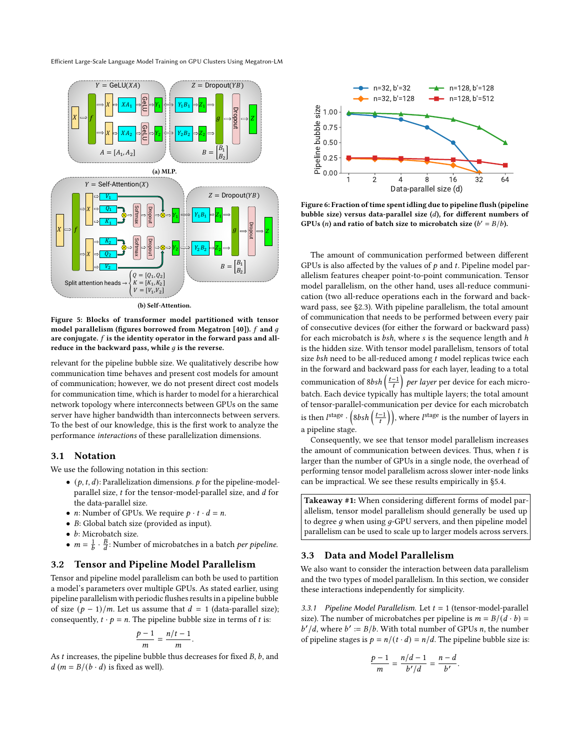(a) MLP.

(b) Self-Attention.

**Figure 5: Blocks of transformer model partitioned with tensor model parallelism (figures borrowed from Megatron [40]). $f$ and $g$ are conjugate. $f$ is the identity operator in the forward pass and all-reduce in the backward pass, while $g$ is the reverse.**

relevant for the pipeline bubble size. We qualitatively describe how communication time behaves and present cost models for amount of communication; however, we do not present direct cost models for communication time, which is harder to model for a hierarchical network topology where interconnects between GPUs on the same server have higher bandwidth than interconnects between servers. To the best of our knowledge, this is the first work to analyze the performance *interactions* of these parallelization dimensions.

## 3.1 Notation

We use the following notation in this section:

- $(p, t, d)$: Parallelization dimensions. $p$ for the pipeline-model-parallel size, $t$ for the tensor-model-parallel size, and $d$ for the data-parallel size.
- $n$: Number of GPUs. We require $p \cdot t \cdot d = n$.
- $B$: Global batch size (provided as input).
- $b$: Microbatch size.
- $m = \frac{1}{b} \cdot \frac{B}{d}$: Number of microbatches in a batch *per pipeline*.

## 3.2 Tensor and Pipeline Model Parallelism

Tensor and pipeline model parallelism can both be used to partition a model's parameters over multiple GPUs. As stated earlier, using pipeline parallelism with periodic flushes results in a pipeline bubble of size $(p - 1)/m$. Let us assume that $d = 1$ (data-parallel size); consequently, $t \cdot p = n$. The pipeline bubble size in terms of $t$ is:

$$\frac{p-1}{m} = \frac{n/t - 1}{m}.$$

As $t$ increases, the pipeline bubble thus decreases for fixed $B$, $b$, and $d$ ($m = B/(b \cdot d)$ is fixed as well).

**Figure 6: Fraction of time spent idling due to pipeline flush (pipeline bubble size) versus data-parallel size ($d$), for different numbers of GPUs ($n$) and ratio of batch size to microbatch size ($b' = B/b$).**

The amount of communication performed between different GPUs is also affected by the values of $p$ and $t$. Pipeline model parallelism features cheaper point-to-point communication. Tensor model parallelism, on the other hand, uses all-reduce communication (two all-reduce operations each in the forward and backward pass, see §2.3). With pipeline parallelism, the total amount of communication that needs to be performed between every pair of consecutive devices (for either the forward or backward pass) for each microbatch is $bsh$, where $s$ is the sequence length and $h$ is the hidden size. With tensor model parallelism, tensors of total size $bsh$ need to be all-reduced among $t$ model replicas twice each in the forward and backward pass for each layer, leading to a total communication of $8bsh\left(\frac{t-1}{t}\right)$ *per layer* per device for each microbatch. Each device typically has multiple layers; the total amount of tensor-parallel-communication per device for each microbatch is then $l^{\text{stage}} \cdot \left(8bsh\left(\frac{t-1}{t}\right)\right)$, where $l^{\text{stage}}$ is the number of layers in a pipeline stage.

Consequently, we see that tensor model parallelism increases the amount of communication between devices. Thus, when $t$ is larger than the number of GPUs in a single node, the overhead of performing tensor model parallelism across slower inter-node links can be impractical. We see these results empirically in §5.4.

**Takeaway #1:** When considering different forms of model parallelism, tensor model parallelism should generally be used up to degree $g$ when using $g$-GPU servers, and then pipeline model parallelism can be used to scale up to larger models across servers.

## 3.3 Data and Model Parallelism

We also want to consider the interaction between data parallelism and the two types of model parallelism. In this section, we consider these interactions independently for simplicity.

*3.3.1 Pipeline Model Parallelism.* Let $t = 1$ (tensor-model-parallel size). The number of microbatches per pipeline is $m = B/(d \cdot b) = b'/d$, where $b' := B/b$. With total number of GPUs $n$, the number of pipeline stages is $p = n/(t \cdot d) = n/d$. The pipeline bubble size is:

$$\frac{p-1}{m} = \frac{n/d - 1}{b'/d} = \frac{n-d}{b'}.$$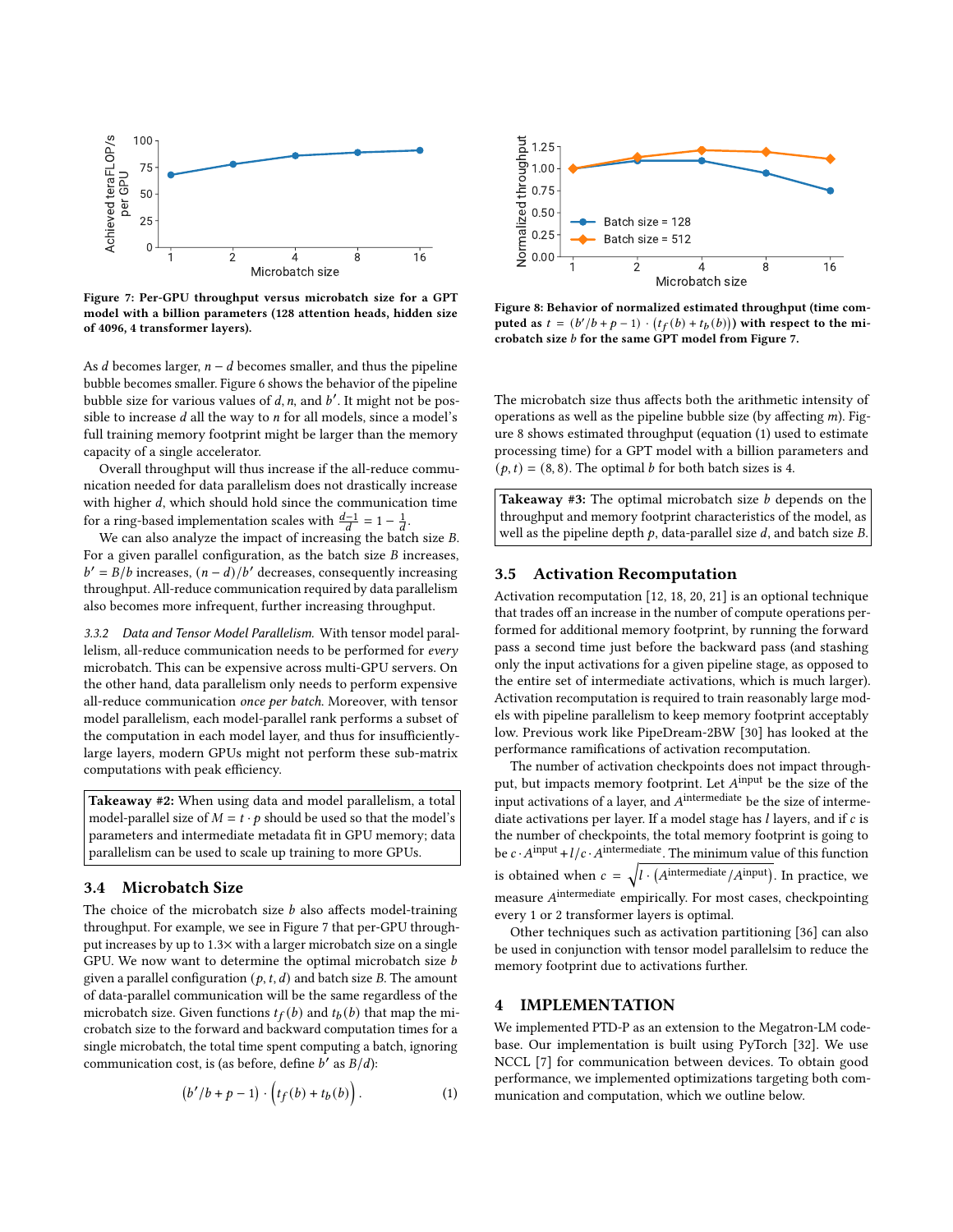Figure 7: Per-GPU throughput versus microbatch size for a GPT model with a billion parameters (128 attention heads, hidden size of 4096, 4 transformer layers).

Figure 8: Behavior of normalized estimated throughput (time computed as $t = (b'/b + p - 1) \cdot (t_f(b) + t_b(b))$) with respect to the microbatch size $b$ for the same GPT model from Figure 7.

As $d$ becomes larger, $n - d$ becomes smaller, and thus the pipeline bubble becomes smaller. Figure 6 shows the behavior of the pipeline bubble size for various values of $d$, $n$, and $b'$. It might not be possible to increase $d$ all the way to $n$ for all models, since a model's full training memory footprint might be larger than the memory capacity of a single accelerator.

Overall throughput will thus increase if the all-reduce communication needed for data parallelism does not drastically increase with higher $d$, which should hold since the communication time for a ring-based implementation scales with $\frac{d-1}{d} = 1 - \frac{1}{d}$.

We can also analyze the impact of increasing the batch size $B$. For a given parallel configuration, as the batch size $B$ increases, $b' = B/b$ increases, $(n - d)/b'$ decreases, consequently increasing throughput. All-reduce communication required by data parallelism also becomes more infrequent, further increasing throughput.

*3.3.2 Data and Tensor Model Parallelism.* With tensor model parallelism, all-reduce communication needs to be performed for *every* microbatch. This can be expensive across multi-GPU servers. On the other hand, data parallelism only needs to perform expensive all-reduce communication *once per batch*. Moreover, with tensor model parallelism, each model-parallel rank performs a subset of the computation in each model layer, and thus for insufficiently-large layers, modern GPUs might not perform these sub-matrix computations with peak efficiency.

**Takeaway #2:** When using data and model parallelism, a total model-parallel size of $M = t \cdot p$ should be used so that the model's parameters and intermediate metadata fit in GPU memory; data parallelism can be used to scale up training to more GPUs.

### 3.4 Microbatch Size

The choice of the microbatch size $b$ also affects model-training throughput. For example, we see in Figure 7 that per-GPU throughput increases by up to 1.3× with a larger microbatch size on a single GPU. We now want to determine the optimal microbatch size $b$ given a parallel configuration $(p, t, d)$ and batch size $B$. The amount of data-parallel communication will be the same regardless of the microbatch size. Given functions $t_f(b)$ and $t_b(b)$ that map the microbatch size to the forward and backward computation times for a single microbatch, the total time spent computing a batch, ignoring communication cost, is (as before, define $b'$ as $B/d$):

$$\left(b'/b + p - 1\right) \cdot \left(t_f(b) + t_b(b)\right). \tag{1}$$

The microbatch size thus affects both the arithmetic intensity of operations as well as the pipeline bubble size (by affecting $m$). Figure 8 shows estimated throughput (equation (1) used to estimate processing time) for a GPT model with a billion parameters and $(p, t) = (8, 8)$. The optimal $b$ for both batch sizes is 4.

**Takeaway #3:** The optimal microbatch size $b$ depends on the throughput and memory footprint characteristics of the model, as well as the pipeline depth $p$, data-parallel size $d$, and batch size $B$.

### 3.5 Activation Recomputation

Activation recomputation [12, 18, 20, 21] is an optional technique that trades off an increase in the number of compute operations performed for additional memory footprint, by running the forward pass a second time just before the backward pass (and stashing only the input activations for a given pipeline stage, as opposed to the entire set of intermediate activations, which is much larger). Activation recomputation is required to train reasonably large models with pipeline parallelism to keep memory footprint acceptably low. Previous work like PipeDream-2BW [30] has looked at the performance ramifications of activation recomputation.

The number of activation checkpoints does not impact throughput, but impacts memory footprint. Let $A^{\text{input}}$ be the size of the input activations of a layer, and $A^{\text{intermediate}}$ be the size of intermediate activations per layer. If a model stage has $l$ layers, and if $c$ is the number of checkpoints, the total memory footprint is going to be $c \cdot A^{\text{input}} + l/c \cdot A^{\text{intermediate}}$. The minimum value of this function is obtained when $c = \sqrt{l \cdot \left(A^{\text{intermediate}}/A^{\text{input}}\right)}$. In practice, we measure $A^{\text{intermediate}}$ empirically. For most cases, checkpointing every 1 or 2 transformer layers is optimal.

Other techniques such as activation partitioning [36] can also be used in conjunction with tensor model parallelsim to reduce the memory footprint due to activations further.

## 4 IMPLEMENTATION

We implemented PTD-P as an extension to the Megatron-LM codebase. Our implementation is built using PyTorch [32]. We use NCCL [7] for communication between devices. To obtain good performance, we implemented optimizations targeting both communication and computation, which we outline below.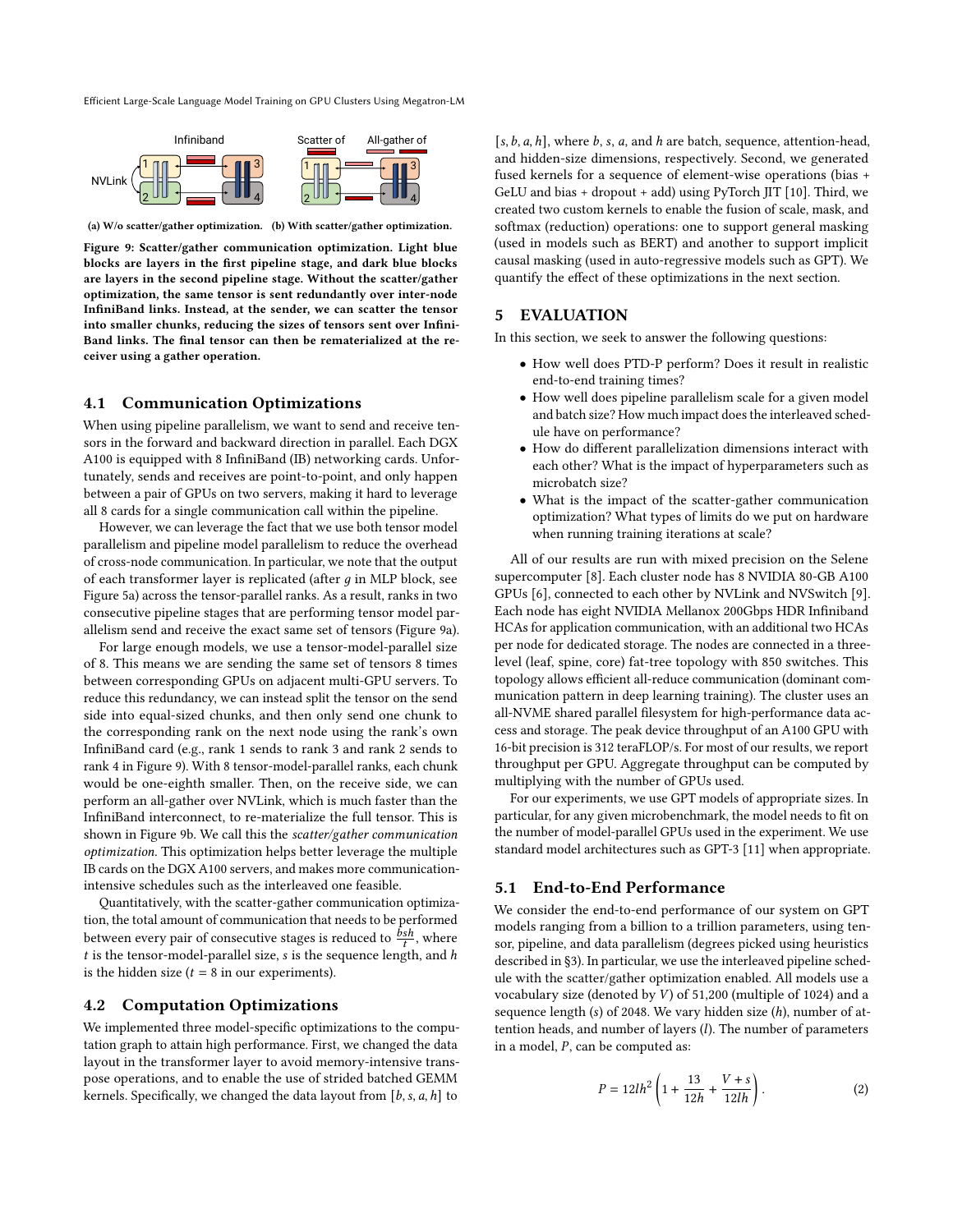(a) W/o scatter/gather optimization. (b) With scatter/gather optimization.

**Figure 9: Scatter/gather communication optimization. Light blue blocks are layers in the first pipeline stage, and dark blue blocks are layers in the second pipeline stage. Without the scatter/gather optimization, the same tensor is sent redundantly over inter-node InfiniBand links. Instead, at the sender, we can scatter the tensor into smaller chunks, reducing the sizes of tensors sent over InfiniBand links. The final tensor can then be rematerialized at the receiver using a gather operation.**

### 4.1 Communication Optimizations

When using pipeline parallelism, we want to send and receive tensors in the forward and backward direction in parallel. Each DGX A100 is equipped with 8 InfiniBand (IB) networking cards. Unfortunately, sends and receives are point-to-point, and only happen between a pair of GPUs on two servers, making it hard to leverage all 8 cards for a single communication call within the pipeline.

However, we can leverage the fact that we use both tensor model parallelism and pipeline model parallelism to reduce the overhead of cross-node communication. In particular, we note that the output of each transformer layer is replicated (after $g$ in MLP block, see Figure 5a) across the tensor-parallel ranks. As a result, ranks in two consecutive pipeline stages that are performing tensor model parallelism send and receive the exact same set of tensors (Figure 9a).

For large enough models, we use a tensor-model-parallel size of 8. This means we are sending the same set of tensors 8 times between corresponding GPUs on adjacent multi-GPU servers. To reduce this redundancy, we can instead split the tensor on the send side into equal-sized chunks, and then only send one chunk to the corresponding rank on the next node using the rank's own InfiniBand card (e.g., rank 1 sends to rank 3 and rank 2 sends to rank 4 in Figure 9). With 8 tensor-model-parallel ranks, each chunk would be one-eighth smaller. Then, on the receive side, we can perform an all-gather over NVLink, which is much faster than the InfiniBand interconnect, to re-materialize the full tensor. This is shown in Figure 9b. We call this the *scatter/gather communication optimization*. This optimization helps better leverage the multiple IB cards on the DGX A100 servers, and makes more communication-intensive schedules such as the interleaved one feasible.

Quantitatively, with the scatter-gather communication optimization, the total amount of communication that needs to be performed between every pair of consecutive stages is reduced to $\frac{bsh}{t}$, where $t$ is the tensor-model-parallel size, $s$ is the sequence length, and $h$ is the hidden size ($t = 8$ in our experiments).

### 4.2 Computation Optimizations

We implemented three model-specific optimizations to the computation graph to attain high performance. First, we changed the data layout in the transformer layer to avoid memory-intensive transpose operations, and to enable the use of strided batched GEMM kernels. Specifically, we changed the data layout from $[b, s, a, h]$ to $[s, b, a, h]$, where $b$, $s$, $a$, and $h$ are batch, sequence, attention-head, and hidden-size dimensions, respectively. Second, we generated fused kernels for a sequence of element-wise operations (bias + GeLU and bias + dropout + add) using PyTorch JIT [10]. Third, we created two custom kernels to enable the fusion of scale, mask, and softmax (reduction) operations: one to support general masking (used in models such as BERT) and another to support implicit causal masking (used in auto-regressive models such as GPT). We quantify the effect of these optimizations in the next section.

## 5 EVALUATION

In this section, we seek to answer the following questions:

- How well does PTD-P perform? Does it result in realistic end-to-end training times?
- How well does pipeline parallelism scale for a given model and batch size? How much impact does the interleaved schedule have on performance?
- How do different parallelization dimensions interact with each other? What is the impact of hyperparameters such as microbatch size?
- What is the impact of the scatter-gather communication optimization? What types of limits do we put on hardware when running training iterations at scale?

All of our results are run with mixed precision on the Selene supercomputer [8]. Each cluster node has 8 NVIDIA 80-GB A100 GPUs [6], connected to each other by NVLink and NVSwitch [9]. Each node has eight NVIDIA Mellanox 200Gbps HDR Infiniband HCAs for application communication, with an additional two HCAs per node for dedicated storage. The nodes are connected in a three-level (leaf, spine, core) fat-tree topology with 850 switches. This topology allows efficient all-reduce communication (dominant communication pattern in deep learning training). The cluster uses an all-NVME shared parallel filesystem for high-performance data access and storage. The peak device throughput of an A100 GPU with 16-bit precision is 312 teraFLOP/s. For most of our results, we report throughput per GPU. Aggregate throughput can be computed by multiplying with the number of GPUs used.

For our experiments, we use GPT models of appropriate sizes. In particular, for any given microbenchmark, the model needs to fit on the number of model-parallel GPUs used in the experiment. We use standard model architectures such as GPT-3 [11] when appropriate.

### 5.1 End-to-End Performance

We consider the end-to-end performance of our system on GPT models ranging from a billion to a trillion parameters, using tensor, pipeline, and data parallelism (degrees picked using heuristics described in §3). In particular, we use the interleaved pipeline schedule with the scatter/gather optimization enabled. All models use a vocabulary size (denoted by $V$) of 51,200 (multiple of 1024) and a sequence length ($s$) of 2048. We vary hidden size ($h$), number of attention heads, and number of layers ($l$). The number of parameters in a model, $P$, can be computed as:

$$P = 12lh^2 \left(1 + \frac{13}{12h} + \frac{V + s}{12lh}\right). \tag{2}$$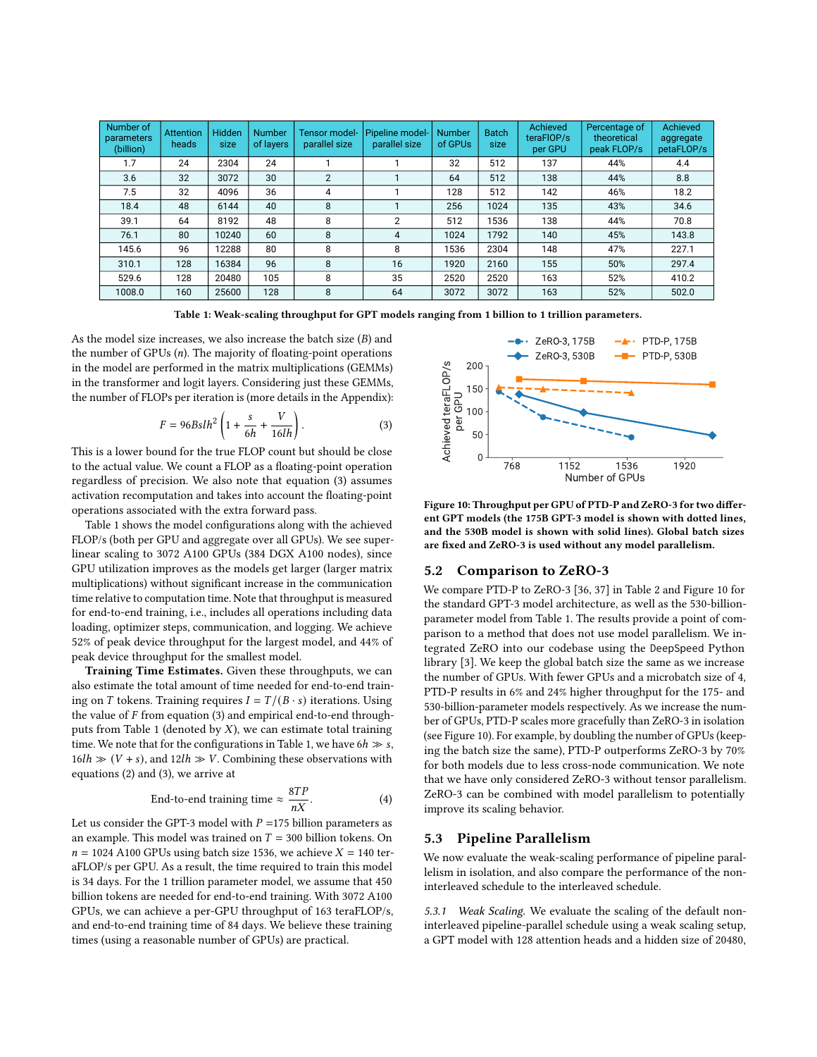| Number of parameters (billion) | Attention heads | Hidden size | Number of layers | Tensor model-parallel size | Pipeline model-parallel size | Number of GPUs | Batch size | Achieved teraFIOP/s per GPU | Percentage of theoretical peak FLOP/s | Achieved aggregate petaFLOP/s |
|---|---|---|---|---|---|---|---|---|---|---|
| 1.7 | 24 | 2304 | 24 | 1 | 1 | 32 | 512 | 137 | 44% | 4.4 |
| 3.6 | 32 | 3072 | 30 | 2 | 1 | 64 | 512 | 138 | 44% | 8.8 |
| 7.5 | 32 | 4096 | 36 | 4 | 1 | 128 | 512 | 142 | 46% | 18.2 |
| 18.4 | 48 | 6144 | 40 | 8 | 1 | 256 | 1024 | 135 | 43% | 34.6 |
| 39.1 | 64 | 8192 | 48 | 8 | 2 | 512 | 1536 | 138 | 44% | 70.8 |
| 76.1 | 80 | 10240 | 60 | 8 | 4 | 1024 | 1792 | 140 | 45% | 143.8 |
| 145.6 | 96 | 12288 | 80 | 8 | 8 | 1536 | 2304 | 148 | 47% | 227.1 |
| 310.1 | 128 | 16384 | 96 | 8 | 16 | 1920 | 2160 | 155 | 50% | 297.4 |
| 529.6 | 128 | 20480 | 105 | 8 | 35 | 2520 | 2520 | 163 | 52% | 410.2 |
| 1008.0 | 160 | 25600 | 128 | 8 | 64 | 3072 | 3072 | 163 | 52% | 502.0 |

**Table 1: Weak-scaling throughput for GPT models ranging from 1 billion to 1 trillion parameters.**

As the model size increases, we also increase the batch size ($B$) and the number of GPUs ($n$). The majority of floating-point operations in the model are performed in the matrix multiplications (GEMMs) in the transformer and logit layers. Considering just these GEMMs, the number of FLOPs per iteration is (more details in the Appendix):

$$F = 96Bslh^2\left(1 + \frac{s}{6h} + \frac{V}{16lh}\right). \quad (3)$$

This is a lower bound for the true FLOP count but should be close to the actual value. We count a FLOP as a floating-point operation regardless of precision. We also note that equation (3) assumes activation recomputation and takes into account the floating-point operations associated with the extra forward pass.

Table 1 shows the model configurations along with the achieved FLOP/s (both per GPU and aggregate over all GPUs). We see super-linear scaling to 3072 A100 GPUs (384 DGX A100 nodes), since GPU utilization improves as the models get larger (larger matrix multiplications) without significant increase in the communication time relative to computation time. Note that throughput is measured for end-to-end training, i.e., includes all operations including data loading, optimizer steps, communication, and logging. We achieve 52% of peak device throughput for the largest model, and 44% of peak device throughput for the smallest model.

**Training Time Estimates.** Given these throughputs, we can also estimate the total amount of time needed for end-to-end training on $T$ tokens. Training requires $I = T/(B \cdot s)$ iterations. Using the value of $F$ from equation (3) and empirical end-to-end throughputs from Table 1 (denoted by $X$), we can estimate total training time. We note that for the configurations in Table 1, we have $6h \gg s$, $16lh \gg (V + s)$, and $12lh \gg V$. Combining these observations with equations (2) and (3), we arrive at

$$\text{End-to-end training time} \approx \frac{8TP}{nX}. \quad (4)$$

Let us consider the GPT-3 model with $P$ =175 billion parameters as an example. This model was trained on $T$ = 300 billion tokens. On $n$ = 1024 A100 GPUs using batch size 1536, we achieve $X$ = 140 teraFLOP/s per GPU. As a result, the time required to train this model is 34 days. For the 1 trillion parameter model, we assume that 450 billion tokens are needed for end-to-end training. With 3072 A100 GPUs, we can achieve a per-GPU throughput of 163 teraFLOP/s, and end-to-end training time of 84 days. We believe these training times (using a reasonable number of GPUs) are practical.

**Figure 10: Throughput per GPU of PTD-P and ZeRO-3 for two different GPT models (the 175B GPT-3 model is shown with dotted lines, and the 530B model is shown with solid lines). Global batch sizes are fixed and ZeRO-3 is used without any model parallelism.**

## 5.2 Comparison to ZeRO-3

We compare PTD-P to ZeRO-3 [36, 37] in Table 2 and Figure 10 for the standard GPT-3 model architecture, as well as the 530-billion-parameter model from Table 1. The results provide a point of comparison to a method that does not use model parallelism. We integrated ZeRO into our codebase using the DeepSpeed Python library [3]. We keep the global batch size the same as we increase the number of GPUs. With fewer GPUs and a microbatch size of 4, PTD-P results in 6% and 24% higher throughput for the 175- and 530-billion-parameter models respectively. As we increase the number of GPUs, PTD-P scales more gracefully than ZeRO-3 in isolation (see Figure 10). For example, by doubling the number of GPUs (keeping the batch size the same), PTD-P outperforms ZeRO-3 by 70% for both models due to less cross-node communication. We note that we have only considered ZeRO-3 without tensor parallelism. ZeRO-3 can be combined with model parallelism to potentially improve its scaling behavior.

## 5.3 Pipeline Parallelism

We now evaluate the weak-scaling performance of pipeline parallelism in isolation, and also compare the performance of the non-interleaved schedule to the interleaved schedule.

*5.3.1 Weak Scaling.* We evaluate the scaling of the default non-interleaved pipeline-parallel schedule using a weak scaling setup, a GPT model with 128 attention heads and a hidden size of 20480,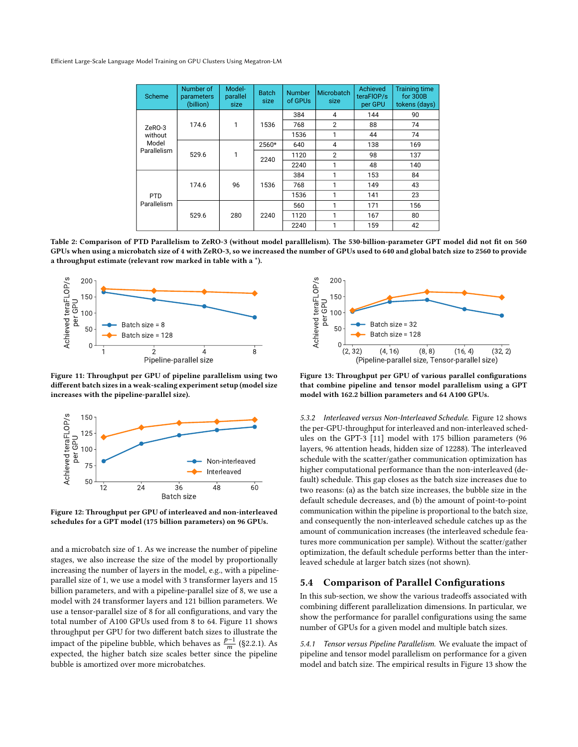| Scheme | Number of parameters (billion) | Model-parallel size | Batch size | Number of GPUs | Microbatch size | Achieved teraFlOP/s per GPU | Training time for 300B tokens (days) |
|---|---|---|---|---|---|---|---|
| ZeRO-3 without Model Parallelism | 174.6 | 1 | 1536 | 384 | 4 | 144 | 90 |
| | | | | 768 | 2 | 88 | 74 |
| | | | | 1536 | 1 | 44 | 74 |
| | 529.6 | 1 | 2560* | 640 | 4 | 138 | 169 |
| | | | 2240 | 1120 | 2 | 98 | 137 |
| | | | | 2240 | 1 | 48 | 140 |
| PTD Parallelism | 174.6 | 96 | 1536 | 384 | 1 | 153 | 84 |
| | | | | 768 | 1 | 149 | 43 |
| | | | | 1536 | 1 | 141 | 23 |
| | 529.6 | 280 | 2240 | 560 | 1 | 171 | 156 |
| | | | | 1120 | 1 | 167 | 80 |
| | | | | 2240 | 1 | 159 | 42 |

**Table 2: Comparison of PTD Parallelism to ZeRO-3 (without model paralllelism). The 530-billion-parameter GPT model did not fit on 560 GPUs when using a microbatch size of 4 with ZeRO-3, so we increased the number of GPUs used to 640 and global batch size to 2560 to provide a throughput estimate (relevant row marked in table with a *).**

**Figure 11: Throughput per GPU of pipeline parallelism using two different batch sizes in a weak-scaling experiment setup (model size increases with the pipeline-parallel size).**

**Figure 12: Throughput per GPU of interleaved and non-interleaved schedules for a GPT model (175 billion parameters) on 96 GPUs.**

and a microbatch size of 1. As we increase the number of pipeline stages, we also increase the size of the model by proportionally increasing the number of layers in the model, e.g., with a pipeline-parallel size of 1, we use a model with 3 transformer layers and 15 billion parameters, and with a pipeline-parallel size of 8, we use a model with 24 transformer layers and 121 billion parameters. We use a tensor-parallel size of 8 for all configurations, and vary the total number of A100 GPUs used from 8 to 64. Figure 11 shows throughput per GPU for two different batch sizes to illustrate the impact of the pipeline bubble, which behaves as $\frac{p-1}{m}$ (§2.2.1). As expected, the higher batch size scales better since the pipeline bubble is amortized over more microbatches.

**Figure 13: Throughput per GPU of various parallel configurations that combine pipeline and tensor model parallelism using a GPT model with 162.2 billion parameters and 64 A100 GPUs.**

*5.3.2 Interleaved versus Non-Interleaved Schedule.* Figure 12 shows the per-GPU-throughput for interleaved and non-interleaved schedules on the GPT-3 [11] model with 175 billion parameters (96 layers, 96 attention heads, hidden size of 12288). The interleaved schedule with the scatter/gather communication optimization has higher computational performance than the non-interleaved (default) schedule. This gap closes as the batch size increases due to two reasons: (a) as the batch size increases, the bubble size in the default schedule decreases, and (b) the amount of point-to-point communication within the pipeline is proportional to the batch size, and consequently the non-interleaved schedule catches up as the amount of communication increases (the interleaved schedule features more communication per sample). Without the scatter/gather optimization, the default schedule performs better than the interleaved schedule at larger batch sizes (not shown).

## 5.4 Comparison of Parallel Configurations

In this sub-section, we show the various tradeoffs associated with combining different parallelization dimensions. In particular, we show the performance for parallel configurations using the same number of GPUs for a given model and multiple batch sizes.

*5.4.1 Tensor versus Pipeline Parallelism.* We evaluate the impact of pipeline and tensor model parallelism on performance for a given model and batch size. The empirical results in Figure 13 show the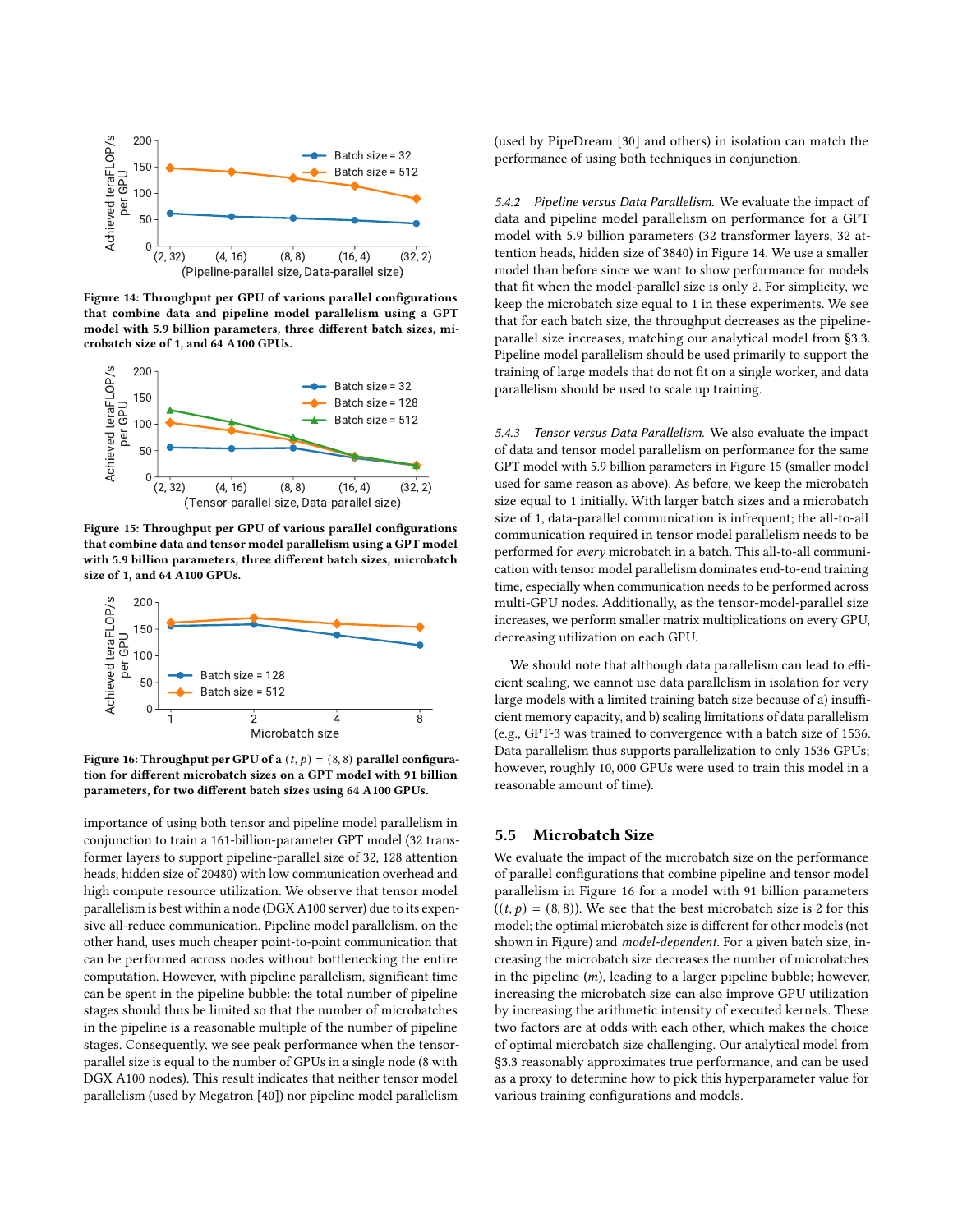Figure 14: Throughput per GPU of various parallel configurations that combine data and pipeline model parallelism using a GPT model with 5.9 billion parameters, three different batch sizes, microbatch size of 1, and 64 A100 GPUs.

Figure 15: Throughput per GPU of various parallel configurations that combine data and tensor model parallelism using a GPT model with 5.9 billion parameters, three different batch sizes, microbatch size of 1, and 64 A100 GPUs.

Figure 16: Throughput per GPU of a $(t, p) = (8, 8)$ parallel configuration for different microbatch sizes on a GPT model with 91 billion parameters, for two different batch sizes using 64 A100 GPUs.

importance of using both tensor and pipeline model parallelism in conjunction to train a 161-billion-parameter GPT model (32 transformer layers to support pipeline-parallel size of 32, 128 attention heads, hidden size of 20480) with low communication overhead and high compute resource utilization. We observe that tensor model parallelism is best within a node (DGX A100 server) due to its expensive all-reduce communication. Pipeline model parallelism, on the other hand, uses much cheaper point-to-point communication that can be performed across nodes without bottlenecking the entire computation. However, with pipeline parallelism, significant time can be spent in the pipeline bubble: the total number of pipeline stages should thus be limited so that the number of microbatches in the pipeline is a reasonable multiple of the number of pipeline stages. Consequently, we see peak performance when the tensor-parallel size is equal to the number of GPUs in a single node (8 with DGX A100 nodes). This result indicates that neither tensor model parallelism (used by Megatron [40]) nor pipeline model parallelism (used by PipeDream [30] and others) in isolation can match the performance of using both techniques in conjunction.

*5.4.2 Pipeline versus Data Parallelism.* We evaluate the impact of data and pipeline model parallelism on performance for a GPT model with 5.9 billion parameters (32 transformer layers, 32 attention heads, hidden size of 3840) in Figure 14. We use a smaller model than before since we want to show performance for models that fit when the model-parallel size is only 2. For simplicity, we keep the microbatch size equal to 1 in these experiments. We see that for each batch size, the throughput decreases as the pipeline-parallel size increases, matching our analytical model from §3.3. Pipeline model parallelism should be used primarily to support the training of large models that do not fit on a single worker, and data parallelism should be used to scale up training.

*5.4.3 Tensor versus Data Parallelism.* We also evaluate the impact of data and tensor model parallelism on performance for the same GPT model with 5.9 billion parameters in Figure 15 (smaller model used for same reason as above). As before, we keep the microbatch size equal to 1 initially. With larger batch sizes and a microbatch size of 1, data-parallel communication is infrequent; the all-to-all communication required in tensor model parallelism needs to be performed for *every* microbatch in a batch. This all-to-all communication with tensor model parallelism dominates end-to-end training time, especially when communication needs to be performed across multi-GPU nodes. Additionally, as the tensor-model-parallel size increases, we perform smaller matrix multiplications on every GPU, decreasing utilization on each GPU.

We should note that although data parallelism can lead to efficient scaling, we cannot use data parallelism in isolation for very large models with a limited training batch size because of a) insufficient memory capacity, and b) scaling limitations of data parallelism (e.g., GPT-3 was trained to convergence with a batch size of 1536. Data parallelism thus supports parallelization to only 1536 GPUs; however, roughly 10,000 GPUs were used to train this model in a reasonable amount of time).

## 5.5 Microbatch Size

We evaluate the impact of the microbatch size on the performance of parallel configurations that combine pipeline and tensor model parallelism in Figure 16 for a model with 91 billion parameters ($(t, p) = (8, 8)$). We see that the best microbatch size is 2 for this model; the optimal microbatch size is different for other models (not shown in Figure) and *model-dependent*. For a given batch size, increasing the microbatch size decreases the number of microbatches in the pipeline ($m$), leading to a larger pipeline bubble; however, increasing the microbatch size can also improve GPU utilization by increasing the arithmetic intensity of executed kernels. These two factors are at odds with each other, which makes the choice of optimal microbatch size challenging. Our analytical model from §3.3 reasonably approximates true performance, and can be used as a proxy to determine how to pick this hyperparameter value for various training configurations and models.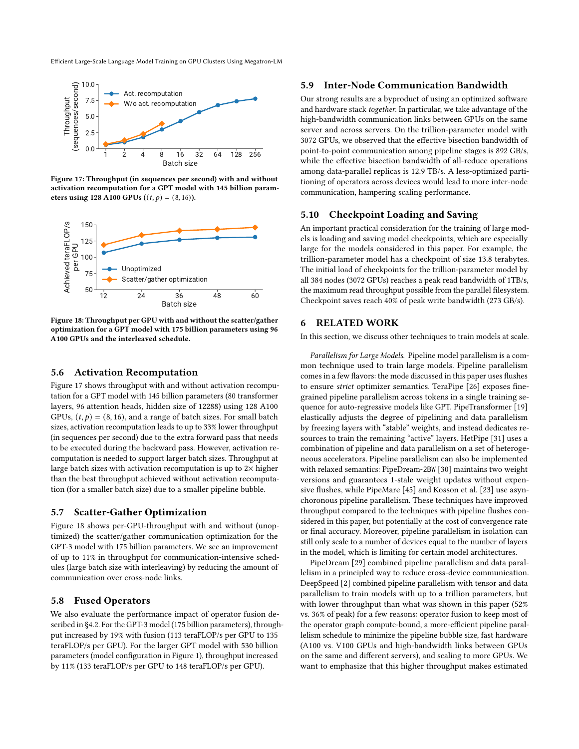Figure 17: Throughput (in sequences per second) with and without activation recomputation for a GPT model with 145 billion parameters using 128 A100 GPUs ($(t, p) = (8, 16)$).

Figure 18: Throughput per GPU with and without the scatter/gather optimization for a GPT model with 175 billion parameters using 96 A100 GPUs and the interleaved schedule.

### 5.6 Activation Recomputation

Figure 17 shows throughput with and without activation recomputation for a GPT model with 145 billion parameters (80 transformer layers, 96 attention heads, hidden size of 12288) using 128 A100 GPUs, $(t, p) = (8, 16)$, and a range of batch sizes. For small batch sizes, activation recomputation leads to up to 33% lower throughput (in sequences per second) due to the extra forward pass that needs to be executed during the backward pass. However, activation recomputation is needed to support larger batch sizes. Throughput at large batch sizes with activation recomputation is up to 2× higher than the best throughput achieved without activation recomputation (for a smaller batch size) due to a smaller pipeline bubble.

### 5.7 Scatter-Gather Optimization

Figure 18 shows per-GPU-throughput with and without (unoptimized) the scatter/gather communication optimization for the GPT-3 model with 175 billion parameters. We see an improvement of up to 11% in throughput for communication-intensive schedules (large batch size with interleaving) by reducing the amount of communication over cross-node links.

### 5.8 Fused Operators

We also evaluate the performance impact of operator fusion described in §4.2. For the GPT-3 model (175 billion parameters), throughput increased by 19% with fusion (113 teraFLOP/s per GPU to 135 teraFLOP/s per GPU). For the larger GPT model with 530 billion parameters (model configuration in Figure 1), throughput increased by 11% (133 teraFLOP/s per GPU to 148 teraFLOP/s per GPU).

### 5.9 Inter-Node Communication Bandwidth

Our strong results are a byproduct of using an optimized software and hardware stack *together*. In particular, we take advantage of the high-bandwidth communication links between GPUs on the same server and across servers. On the trillion-parameter model with 3072 GPUs, we observed that the effective bisection bandwidth of point-to-point communication among pipeline stages is 892 GB/s, while the effective bisection bandwidth of all-reduce operations among data-parallel replicas is 12.9 TB/s. A less-optimized partitioning of operators across devices would lead to more inter-node communication, hampering scaling performance.

### 5.10 Checkpoint Loading and Saving

An important practical consideration for the training of large models is loading and saving model checkpoints, which are especially large for the models considered in this paper. For example, the trillion-parameter model has a checkpoint of size 13.8 terabytes. The initial load of checkpoints for the trillion-parameter model by all 384 nodes (3072 GPUs) reaches a peak read bandwidth of 1TB/s, the maximum read throughput possible from the parallel filesystem. Checkpoint saves reach 40% of peak write bandwidth (273 GB/s).

## 6 RELATED WORK

In this section, we discuss other techniques to train models at scale.

*Parallelism for Large Models.* Pipeline model parallelism is a common technique used to train large models. Pipeline parallelism comes in a few flavors: the mode discussed in this paper uses flushes to ensure *strict* optimizer semantics. TeraPipe [26] exposes fine-grained pipeline parallelism across tokens in a single training sequence for auto-regressive models like GPT. PipeTransformer [19] elastically adjusts the degree of pipelining and data parallelism by freezing layers with "stable" weights, and instead dedicates resources to train the remaining "active" layers. HetPipe [31] uses a combination of pipeline and data parallelism on a set of heterogeneous accelerators. Pipeline parallelism can also be implemented with relaxed semantics: PipeDream-2BW [30] maintains two weight versions and guarantees 1-stale weight updates without expensive flushes, while PipeMare [45] and Kosson et al. [23] use asynchoronous pipeline parallelism. These techniques have improved throughput compared to the techniques with pipeline flushes considered in this paper, but potentially at the cost of convergence rate or final accuracy. Moreover, pipeline parallelism in isolation can still only scale to a number of devices equal to the number of layers in the model, which is limiting for certain model architectures.

PipeDream [29] combined pipeline parallelism and data parallelism in a principled way to reduce cross-device communication. DeepSpeed [2] combined pipeline parallelism with tensor and data parallelism to train models with up to a trillion parameters, but with lower throughput than what was shown in this paper (52% vs. 36% of peak) for a few reasons: operator fusion to keep most of the operator graph compute-bound, a more-efficient pipeline parallelism schedule to minimize the pipeline bubble size, fast hardware (A100 vs. V100 GPUs and high-bandwidth links between GPUs on the same and different servers), and scaling to more GPUs. We want to emphasize that this higher throughput makes estimated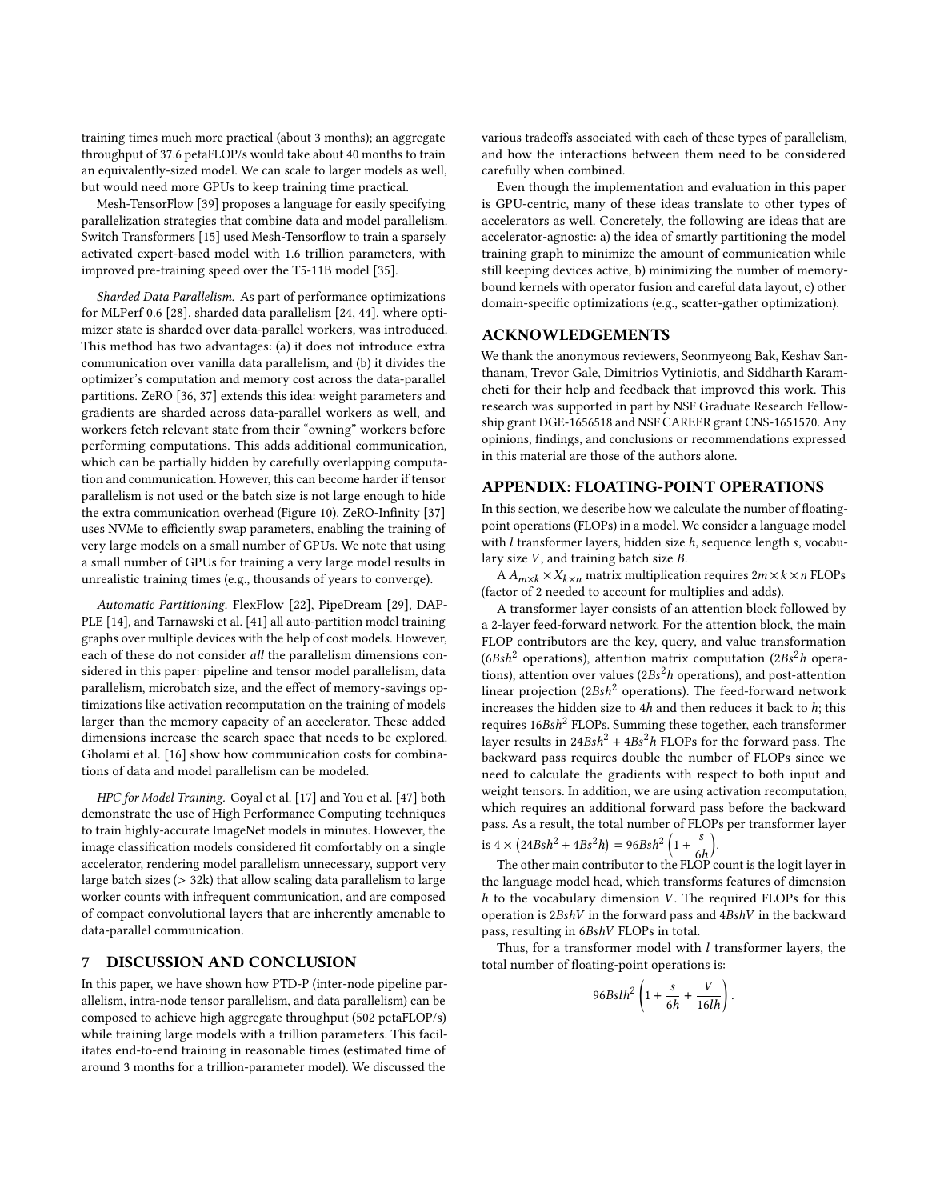training times much more practical (about 3 months); an aggregate throughput of 37.6 petaFLOP/s would take about 40 months to train an equivalently-sized model. We can scale to larger models as well, but would need more GPUs to keep training time practical.

Mesh-TensorFlow [39] proposes a language for easily specifying parallelization strategies that combine data and model parallelism. Switch Transformers [15] used Mesh-Tensorflow to train a sparsely activated expert-based model with 1.6 trillion parameters, with improved pre-training speed over the T5-11B model [35].

*Sharded Data Parallelism.* As part of performance optimizations for MLPerf 0.6 [28], sharded data parallelism [24, 44], where optimizer state is sharded over data-parallel workers, was introduced. This method has two advantages: (a) it does not introduce extra communication over vanilla data parallelism, and (b) it divides the optimizer's computation and memory cost across the data-parallel partitions. ZeRO [36, 37] extends this idea: weight parameters and gradients are sharded across data-parallel workers as well, and workers fetch relevant state from their "owning" workers before performing computations. This adds additional communication, which can be partially hidden by carefully overlapping computation and communication. However, this can become harder if tensor parallelism is not used or the batch size is not large enough to hide the extra communication overhead (Figure 10). ZeRO-Infinity [37] uses NVMe to efficiently swap parameters, enabling the training of very large models on a small number of GPUs. We note that using a small number of GPUs for training a very large model results in unrealistic training times (e.g., thousands of years to converge).

*Automatic Partitioning.* FlexFlow [22], PipeDream [29], DAPPLE [14], and Tarnawski et al. [41] all auto-partition model training graphs over multiple devices with the help of cost models. However, each of these do not consider *all* the parallelism dimensions considered in this paper: pipeline and tensor model parallelism, data parallelism, microbatch size, and the effect of memory-savings optimizations like activation recomputation on the training of models larger than the memory capacity of an accelerator. These added dimensions increase the search space that needs to be explored. Gholami et al. [16] show how communication costs for combinations of data and model parallelism can be modeled.

*HPC for Model Training.* Goyal et al. [17] and You et al. [47] both demonstrate the use of High Performance Computing techniques to train highly-accurate ImageNet models in minutes. However, the image classification models considered fit comfortably on a single accelerator, rendering model parallelism unnecessary, support very large batch sizes (> 32k) that allow scaling data parallelism to large worker counts with infrequent communication, and are composed of compact convolutional layers that are inherently amenable to data-parallel communication.

## 7 DISCUSSION AND CONCLUSION

In this paper, we have shown how PTD-P (inter-node pipeline parallelism, intra-node tensor parallelism, and data parallelism) can be composed to achieve high aggregate throughput (502 petaFLOP/s) while training large models with a trillion parameters. This facilitates end-to-end training in reasonable times (estimated time of around 3 months for a trillion-parameter model). We discussed the various tradeoffs associated with each of these types of parallelism, and how the interactions between them need to be considered carefully when combined.

Even though the implementation and evaluation in this paper is GPU-centric, many of these ideas translate to other types of accelerators as well. Concretely, the following are ideas that are accelerator-agnostic: a) the idea of smartly partitioning the model training graph to minimize the amount of communication while still keeping devices active, b) minimizing the number of memory-bound kernels with operator fusion and careful data layout, c) other domain-specific optimizations (e.g., scatter-gather optimization).

## ACKNOWLEDGEMENTS

We thank the anonymous reviewers, Seonmyeong Bak, Keshav Santhanam, Trevor Gale, Dimitrios Vytiniotis, and Siddharth Karamcheti for their help and feedback that improved this work. This research was supported in part by NSF Graduate Research Fellowship grant DGE-1656518 and NSF CAREER grant CNS-1651570. Any opinions, findings, and conclusions or recommendations expressed in this material are those of the authors alone.

## APPENDIX: FLOATING-POINT OPERATIONS

In this section, we describe how we calculate the number of floating-point operations (FLOPs) in a model. We consider a language model with $l$ transformer layers, hidden size $h$, sequence length $s$, vocabulary size $V$, and training batch size $B$.

A $A_{m \times k} \times X_{k \times n}$ matrix multiplication requires $2m \times k \times n$ FLOPs (factor of 2 needed to account for multiplies and adds).

A transformer layer consists of an attention block followed by a 2-layer feed-forward network. For the attention block, the main FLOP contributors are the key, query, and value transformation ($6Bsh^2$ operations), attention matrix computation ($2Bs^2h$ operations), attention over values ($2Bs^2h$ operations), and post-attention linear projection ($2Bsh^2$ operations). The feed-forward network increases the hidden size to $4h$ and then reduces it back to $h$; this requires $16Bsh^2$ FLOPs. Summing these together, each transformer layer results in $24Bsh^2 + 4Bs^2h$ FLOPs for the forward pass. The backward pass requires double the number of FLOPs since we need to calculate the gradients with respect to both input and weight tensors. In addition, we are using activation recomputation, which requires an additional forward pass before the backward pass. As a result, the total number of FLOPs per transformer layer is $4 \times \left(24Bsh^2 + 4Bs^2h\right) = 96Bsh^2 \left(1 + \frac{s}{6h}\right)$.

The other main contributor to the FLOP count is the logit layer in the language model head, which transforms features of dimension $h$ to the vocabulary dimension $V$. The required FLOPs for this operation is $2BshV$ in the forward pass and $4BshV$ in the backward pass, resulting in $6BshV$ FLOPs in total.

Thus, for a transformer model with $l$ transformer layers, the total number of floating-point operations is:

$$96Bslh^2 \left(1 + \frac{s}{6h} + \frac{V}{16lh}\right).$$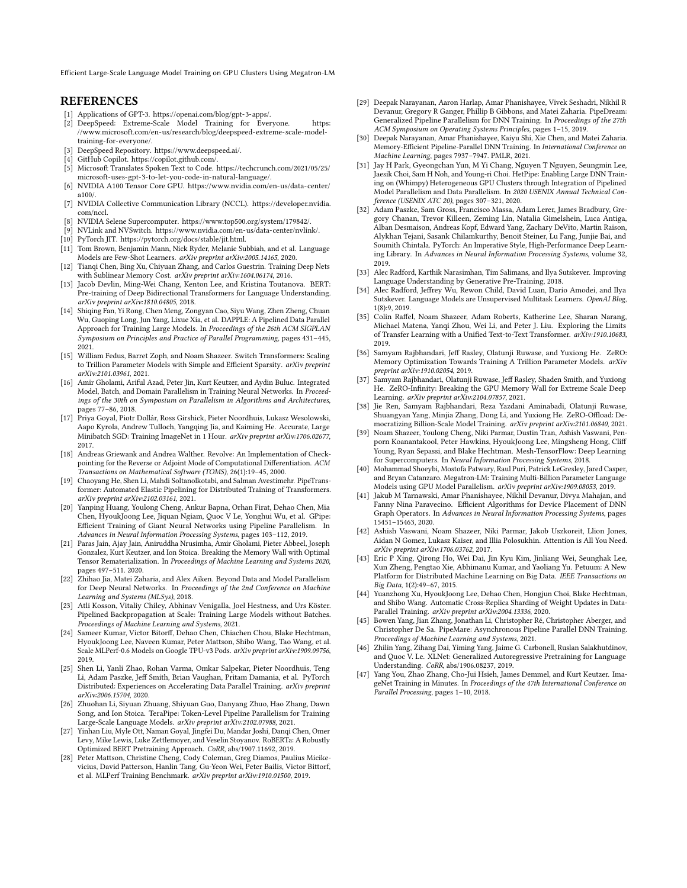# REFERENCES

[1] Applications of GPT-3. https://openai.com/blog/gpt-3-apps/.

[2] DeepSpeed: Extreme-Scale Model Training for Everyone. https://www.microsoft.com/en-us/research/blog/deepspeed-extreme-scale-model-training-for-everyone/.

[3] DeepSpeed Repository. https://www.deepspeed.ai/.

[4] GitHub Copilot. https://copilot.github.com/.

[5] Microsoft Translates Spoken Text to Code. https://techcrunch.com/2021/05/25/microsoft-uses-gpt-3-to-let-you-code-in-natural-language/.

[6] NVIDIA A100 Tensor Core GPU. https://www.nvidia.com/en-us/data-center/a100/.

[7] NVIDIA Collective Communication Library (NCCL). https://developer.nvidia.com/nccl.

[8] NVIDIA Selene Supercomputer. https://www.top500.org/system/179842/.

[9] NVLink and NVSwitch. https://www.nvidia.com/en-us/data-center/nvlink/.

[10] PyTorch JIT. https://pytorch.org/docs/stable/jit.html.

[11] Tom Brown, Benjamin Mann, Nick Ryder, Melanie Subbiah, and et al. Language Models are Few-Shot Learners. *arXiv preprint arXiv:2005.14165*, 2020.

[12] Tianqi Chen, Bing Xu, Chiyuan Zhang, and Carlos Guestrin. Training Deep Nets with Sublinear Memory Cost. *arXiv preprint arXiv:1604.06174*, 2016.

[13] Jacob Devlin, Ming-Wei Chang, Kenton Lee, and Kristina Toutanova. BERT: Pre-training of Deep Bidirectional Transformers for Language Understanding. *arXiv preprint arXiv:1810.04805*, 2018.

[14] Shiqing Fan, Yi Rong, Chen Meng, Zongyan Cao, Siyu Wang, Zhen Zheng, Chuan Wu, Guoping Long, Jun Yang, Lixue Xia, et al. DAPPLE: A Pipelined Data Parallel Approach for Training Large Models. In *Proceedings of the 26th ACM SIGPLAN Symposium on Principles and Practice of Parallel Programming*, pages 431–445, 2021.

[15] William Fedus, Barret Zoph, and Noam Shazeer. Switch Transformers: Scaling to Trillion Parameter Models with Simple and Efficient Sparsity. *arXiv preprint arXiv:2101.03961*, 2021.

[16] Amir Gholami, Ariful Azad, Peter Jin, Kurt Keutzer, and Aydin Buluc. Integrated Model, Batch, and Domain Parallelism in Training Neural Networks. In *Proceedings of the 30th on Symposium on Parallelism in Algorithms and Architectures*, pages 77–86, 2018.

[17] Priya Goyal, Piotr Dollár, Ross Girshick, Pieter Noordhuis, Lukasz Wesolowski, Aapo Kyrola, Andrew Tulloch, Yangqing Jia, and Kaiming He. Accurate, Large Minibatch SGD: Training ImageNet in 1 Hour. *arXiv preprint arXiv:1706.02677*, 2017.

[18] Andreas Griewank and Andrea Walther. Revolve: An Implementation of Checkpointing for the Reverse or Adjoint Mode of Computational Differentiation. *ACM Transactions on Mathematical Software (TOMS)*, 26(1):19–45, 2000.

[19] Chaoyang He, Shen Li, Mahdi Soltanolkotabi, and Salman Avestimehr. PipeTransformer: Automated Elastic Pipelining for Distributed Training of Transformers. *arXiv preprint arXiv:2102.03161*, 2021.

[20] Yanping Huang, Youlong Cheng, Ankur Bapna, Orhan Firat, Dehao Chen, Mia Chen, HyoukJoong Lee, Jiquan Ngiam, Quoc V Le, Yonghui Wu, et al. GPipe: Efficient Training of Giant Neural Networks using Pipeline Parallelism. In *Advances in Neural Information Processing Systems*, pages 103–112, 2019.

[21] Paras Jain, Ajay Jain, Aniruddha Nrusimha, Amir Gholami, Pieter Abbeel, Joseph Gonzalez, Kurt Keutzer, and Ion Stoica. Breaking the Memory Wall with Optimal Tensor Rematerialization. In *Proceedings of Machine Learning and Systems 2020*, pages 497–511. 2020.

[22] Zhihao Jia, Matei Zaharia, and Alex Aiken. Beyond Data and Model Parallelism for Deep Neural Networks. In *Proceedings of the 2nd Conference on Machine Learning and Systems (MLSys)*, 2018.

[23] Atli Kosson, Vitaliy Chiley, Abhinav Venigalla, Joel Hestness, and Urs Köster. Pipelined Backpropagation at Scale: Training Large Models without Batches. *Proceedings of Machine Learning and Systems*, 2021.

[24] Sameer Kumar, Victor Bitorff, Dehao Chen, Chiachen Chou, Blake Hechtman, HyoukJoong Lee, Naveen Kumar, Peter Mattson, Shibo Wang, Tao Wang, et al. Scale MLPerf-0.6 Models on Google TPU-v3 Pods. *arXiv preprint arXiv:1909.09756*, 2019.

[25] Shen Li, Yanli Zhao, Rohan Varma, Omkar Salpekar, Pieter Noordhuis, Teng Li, Adam Paszke, Jeff Smith, Brian Vaughan, Pritam Damania, et al. PyTorch Distributed: Experiences on Accelerating Data Parallel Training. *arXiv preprint arXiv:2006.15704*, 2020.

[26] Zhuohan Li, Siyuan Zhuang, Shiyuan Guo, Danyang Zhuo, Hao Zhang, Dawn Song, and Ion Stoica. TeraPipe: Token-Level Pipeline Parallelism for Training Large-Scale Language Models. *arXiv preprint arXiv:2102.07988*, 2021.

[27] Yinhan Liu, Myle Ott, Naman Goyal, Jingfei Du, Mandar Joshi, Danqi Chen, Omer Levy, Mike Lewis, Luke Zettlemoyer, and Veselin Stoyanov. RoBERTa: A Robustly Optimized BERT Pretraining Approach. *CoRR*, abs/1907.11692, 2019.

[28] Peter Mattson, Christine Cheng, Cody Coleman, Greg Diamos, Paulius Micikevicius, David Patterson, Hanlin Tang, Gu-Yeon Wei, Peter Bailis, Victor Bittorf, et al. MLPerf Training Benchmark. *arXiv preprint arXiv:1910.01500*, 2019.

[29] Deepak Narayanan, Aaron Harlap, Amar Phanishayee, Vivek Seshadri, Nikhil R Devanur, Gregory R Ganger, Phillip B Gibbons, and Matei Zaharia. PipeDream: Generalized Pipeline Parallelism for DNN Training. In *Proceedings of the 27th ACM Symposium on Operating Systems Principles*, pages 1–15, 2019.

[30] Deepak Narayanan, Amar Phanishayee, Kaiyu Shi, Xie Chen, and Matei Zaharia. Memory-Efficient Pipeline-Parallel DNN Training. In *International Conference on Machine Learning*, pages 7937–7947. PMLR, 2021.

[31] Jay H Park, Gyeongchan Yun, M Yi Chang, Nguyen T Nguyen, Seungmin Lee, Jaesik Choi, Sam H Noh, and Young-ri Choi. HetPipe: Enabling Large DNN Training on (Whimpy) Heterogeneous GPU Clusters through Integration of Pipelined Model Parallelism and Data Parallelism. In *2020 USENIX Annual Technical Conference (USENIX ATC 20)*, pages 307–321, 2020.

[32] Adam Paszke, Sam Gross, Francisco Massa, Adam Lerer, James Bradbury, Gregory Chanan, Trevor Killeen, Zeming Lin, Natalia Gimelshein, Luca Antiga, Alban Desmaison, Andreas Kopf, Edward Yang, Zachary DeVito, Martin Raison, Alykhan Tejani, Sasank Chilamkurthy, Benoit Steiner, Lu Fang, Junjie Bai, and Soumith Chintala. PyTorch: An Imperative Style, High-Performance Deep Learning Library. In *Advances in Neural Information Processing Systems*, volume 32, 2019.

[33] Alec Radford, Karthik Narasimhan, Tim Salimans, and Ilya Sutskever. Improving Language Understanding by Generative Pre-Training, 2018.

[34] Alec Radford, Jeffrey Wu, Rewon Child, David Luan, Dario Amodei, and Ilya Sutskever. Language Models are Unsupervised Multitask Learners. *OpenAI Blog*, 1(8):9, 2019.

[35] Colin Raffel, Noam Shazeer, Adam Roberts, Katherine Lee, Sharan Narang, Michael Matena, Yanqi Zhou, Wei Li, and Peter J. Liu. Exploring the Limits of Transfer Learning with a Unified Text-to-Text Transformer. *arXiv:1910.10683*, 2019.

[36] Samyam Rajbhandari, Jeff Rasley, Olatunji Ruwase, and Yuxiong He. ZeRO: Memory Optimization Towards Training A Trillion Parameter Models. *arXiv preprint arXiv:1910.02054*, 2019.

[37] Samyam Rajbhandari, Olatunji Ruwase, Jeff Rasley, Shaden Smith, and Yuxiong He. ZeRO-Infinity: Breaking the GPU Memory Wall for Extreme Scale Deep Learning. *arXiv preprint arXiv:2104.07857*, 2021.

[38] Jie Ren, Samyam Rajbhandari, Reza Yazdani Aminabadi, Olatunji Ruwase, Shuangyan Yang, Minjia Zhang, Dong Li, and Yuxiong He. ZeRO-Offload: Democratizing Billion-Scale Model Training. *arXiv preprint arXiv:2101.06840*, 2021.

[39] Noam Shazeer, Youlong Cheng, Niki Parmar, Dustin Tran, Ashish Vaswani, Penporn Koanantakool, Peter Hawkins, HyoukJoong Lee, Mingsheng Hong, Cliff Young, Ryan Sepassi, and Blake Hechtman. Mesh-TensorFlow: Deep Learning for Supercomputers. In *Neural Information Processing Systems*, 2018.

[40] Mohammad Shoeybi, Mostofa Patwary, Raul Puri, Patrick LeGresley, Jared Casper, and Bryan Catanzaro. Megatron-LM: Training Multi-Billion Parameter Language Models using GPU Model Parallelism. *arXiv preprint arXiv:1909.08053*, 2019.

[41] Jakub M Tarnawski, Amar Phanishayee, Nikhil Devanur, Divya Mahajan, and Fanny Nina Paravecino. Efficient Algorithms for Device Placement of DNN Graph Operators. In *Advances in Neural Information Processing Systems*, pages 15451–15463, 2020.

[42] Ashish Vaswani, Noam Shazeer, Niki Parmar, Jakob Uszkoreit, Llion Jones, Aidan N Gomez, Lukasz Kaiser, and Illia Polosukhin. Attention is All You Need. *arXiv preprint arXiv:1706.03762*, 2017.

[43] Eric P Xing, Qirong Ho, Wei Dai, Jin Kyu Kim, Jinliang Wei, Seunghak Lee, Xun Zheng, Pengtao Xie, Abhimanu Kumar, and Yaoliang Yu. Petuum: A New Platform for Distributed Machine Learning on Big Data. *IEEE Transactions on Big Data*, 1(2):49–67, 2015.

[44] Yuanzhong Xu, HyoukJoong Lee, Dehao Chen, Hongjun Choi, Blake Hechtman, and Shibo Wang. Automatic Cross-Replica Sharding of Weight Updates in Data-Parallel Training. *arXiv preprint arXiv:2004.13336*, 2020.

[45] Bowen Yang, Jian Zhang, Jonathan Li, Christopher Ré, Christopher Aberger, and Christopher De Sa. PipeMare: Asynchronous Pipeline Parallel DNN Training. *Proceedings of Machine Learning and Systems*, 2021.

[46] Zhilin Yang, Zihang Dai, Yiming Yang, Jaime G. Carbonell, Ruslan Salakhutdinov, and Quoc V. Le. XLNet: Generalized Autoregressive Pretraining for Language Understanding. *CoRR*, abs/1906.08237, 2019.

[47] Yang You, Zhao Zhang, Cho-Jui Hsieh, James Demmel, and Kurt Keutzer. ImageNet Training in Minutes. In *Proceedings of the 47th International Conference on Parallel Processing*, pages 1–10, 2018.